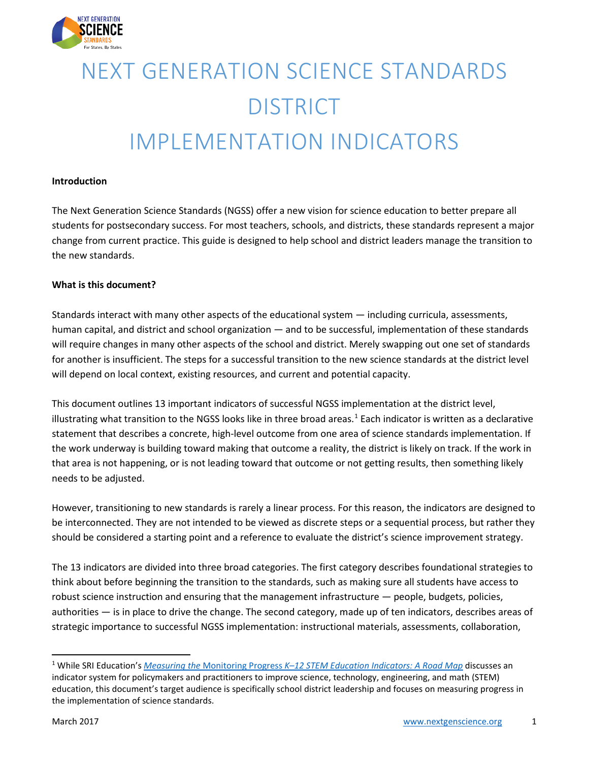# NEXT GENERATION SCIENCE STANDARDS DISTRICT IMPLEMENTATION INDICATORS

**Introduction**

The Next Generation Science Standards (NGSS) offer a new vision for science education to better prepare all students for postsecondary success. For most teachers, schools, and districts, these standards represent a major change from current practice. This guide is designed to help school and district leaders manage the transition to the new standards.

**What is this document?**

Standards interact with many other aspects of the educational system — including curricula, assessments, human capital, and district and school organization — and to be successful, implementation of these standards will require changes in many other aspects of the school and district. Merely swapping out one set of standards for another is insufficient. The steps for a successful transition to the new science standards at the district level will depend on local context, existing resources, and current and potential capacity.

This document outlines 13 important indicators of successful NGSS implementation at the district level, illustrating what transition to the NGSS looks like in three broad areas.[1] Each indicator is written as a declarative statement that describes a concrete, high-level outcome from one area of science standards implementation. If the work underway is building toward making that outcome a reality, the district is likely on track. If the work in that area is not happening, or is not leading toward that outcome or not getting results, then something likely needs to be adjusted.

However, transitioning to new standards is rarely a linear process. For this reason, the indicators are designed to be interconnected. They are not intended to be viewed as discrete steps or a sequential process, but rather they should be considered a starting point and a reference to evaluate the district's science improvement strategy.

The 13 indicators are divided into three broad categories. The first category describes foundational strategies to think about before beginning the transition to the standards, such as making sure all students have access to robust science instruction and ensuring that the management infrastructure — people, budgets, policies, authorities — is in place to drive the change. The second category, made up of ten indicators, describes areas of strategic importance to successful NGSS implementation: instructional materials, assessments, collaboration,

---

[1] While SRI Education's *Measuring the* Monitoring Progress *K–12 STEM Education Indicators: A Road Map* discusses an indicator system for policymakers and practitioners to improve science, technology, engineering, and math (STEM) education, this document's target audience is specifically school district leadership and focuses on measuring progress in the implementation of science standards.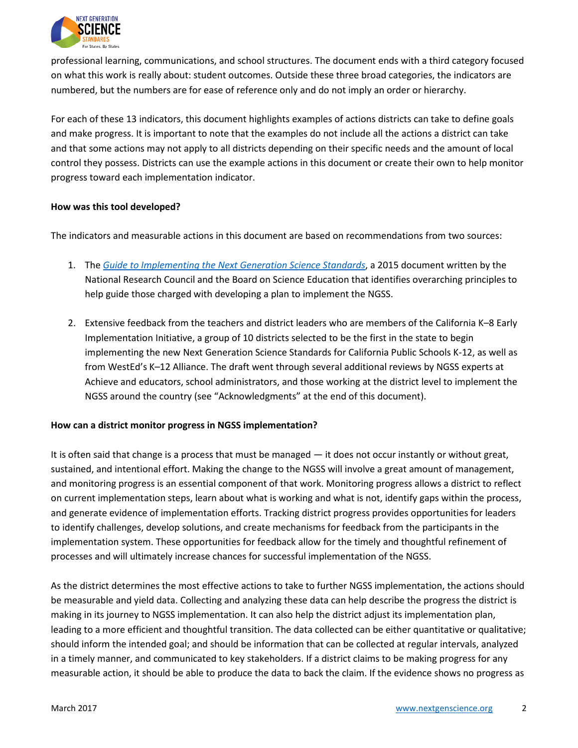professional learning, communications, and school structures. The document ends with a third category focused on what this work is really about: student outcomes. Outside these three broad categories, the indicators are numbered, but the numbers are for ease of reference only and do not imply an order or hierarchy.

For each of these 13 indicators, this document highlights examples of actions districts can take to define goals and make progress. It is important to note that the examples do not include all the actions a district can take and that some actions may not apply to all districts depending on their specific needs and the amount of local control they possess. Districts can use the example actions in this document or create their own to help monitor progress toward each implementation indicator.

**How was this tool developed?**

The indicators and measurable actions in this document are based on recommendations from two sources:

1. The *Guide to Implementing the Next Generation Science Standards*, a 2015 document written by the National Research Council and the Board on Science Education that identifies overarching principles to help guide those charged with developing a plan to implement the NGSS.

2. Extensive feedback from the teachers and district leaders who are members of the California K–8 Early Implementation Initiative, a group of 10 districts selected to be the first in the state to begin implementing the new Next Generation Science Standards for California Public Schools K-12, as well as from WestEd's K–12 Alliance. The draft went through several additional reviews by NGSS experts at Achieve and educators, school administrators, and those working at the district level to implement the NGSS around the country (see "Acknowledgments" at the end of this document).

**How can a district monitor progress in NGSS implementation?**

It is often said that change is a process that must be managed — it does not occur instantly or without great, sustained, and intentional effort. Making the change to the NGSS will involve a great amount of management, and monitoring progress is an essential component of that work. Monitoring progress allows a district to reflect on current implementation steps, learn about what is working and what is not, identify gaps within the process, and generate evidence of implementation efforts. Tracking district progress provides opportunities for leaders to identify challenges, develop solutions, and create mechanisms for feedback from the participants in the implementation system. These opportunities for feedback allow for the timely and thoughtful refinement of processes and will ultimately increase chances for successful implementation of the NGSS.

As the district determines the most effective actions to take to further NGSS implementation, the actions should be measurable and yield data. Collecting and analyzing these data can help describe the progress the district is making in its journey to NGSS implementation. It can also help the district adjust its implementation plan, leading to a more efficient and thoughtful transition. The data collected can be either quantitative or qualitative; should inform the intended goal; and should be information that can be collected at regular intervals, analyzed in a timely manner, and communicated to key stakeholders. If a district claims to be making progress for any measurable action, it should be able to produce the data to back the claim. If the evidence shows no progress as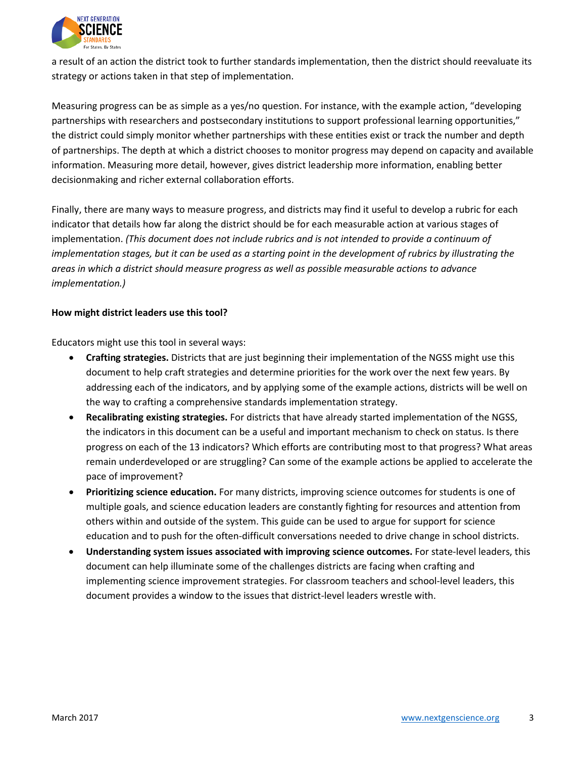a result of an action the district took to further standards implementation, then the district should reevaluate its strategy or actions taken in that step of implementation.

Measuring progress can be as simple as a yes/no question. For instance, with the example action, "developing partnerships with researchers and postsecondary institutions to support professional learning opportunities," the district could simply monitor whether partnerships with these entities exist or track the number and depth of partnerships. The depth at which a district chooses to monitor progress may depend on capacity and available information. Measuring more detail, however, gives district leadership more information, enabling better decisionmaking and richer external collaboration efforts.

Finally, there are many ways to measure progress, and districts may find it useful to develop a rubric for each indicator that details how far along the district should be for each measurable action at various stages of implementation. *(This document does not include rubrics and is not intended to provide a continuum of implementation stages, but it can be used as a starting point in the development of rubrics by illustrating the areas in which a district should measure progress as well as possible measurable actions to advance implementation.)*

**How might district leaders use this tool?**

Educators might use this tool in several ways:

- **Crafting strategies.** Districts that are just beginning their implementation of the NGSS might use this document to help craft strategies and determine priorities for the work over the next few years. By addressing each of the indicators, and by applying some of the example actions, districts will be well on the way to crafting a comprehensive standards implementation strategy.
- **Recalibrating existing strategies.** For districts that have already started implementation of the NGSS, the indicators in this document can be a useful and important mechanism to check on status. Is there progress on each of the 13 indicators? Which efforts are contributing most to that progress? What areas remain underdeveloped or are struggling? Can some of the example actions be applied to accelerate the pace of improvement?
- **Prioritizing science education.** For many districts, improving science outcomes for students is one of multiple goals, and science education leaders are constantly fighting for resources and attention from others within and outside of the system. This guide can be used to argue for support for science education and to push for the often-difficult conversations needed to drive change in school districts.
- **Understanding system issues associated with improving science outcomes.** For state-level leaders, this document can help illuminate some of the challenges districts are facing when crafting and implementing science improvement strategies. For classroom teachers and school-level leaders, this document provides a window to the issues that district-level leaders wrestle with.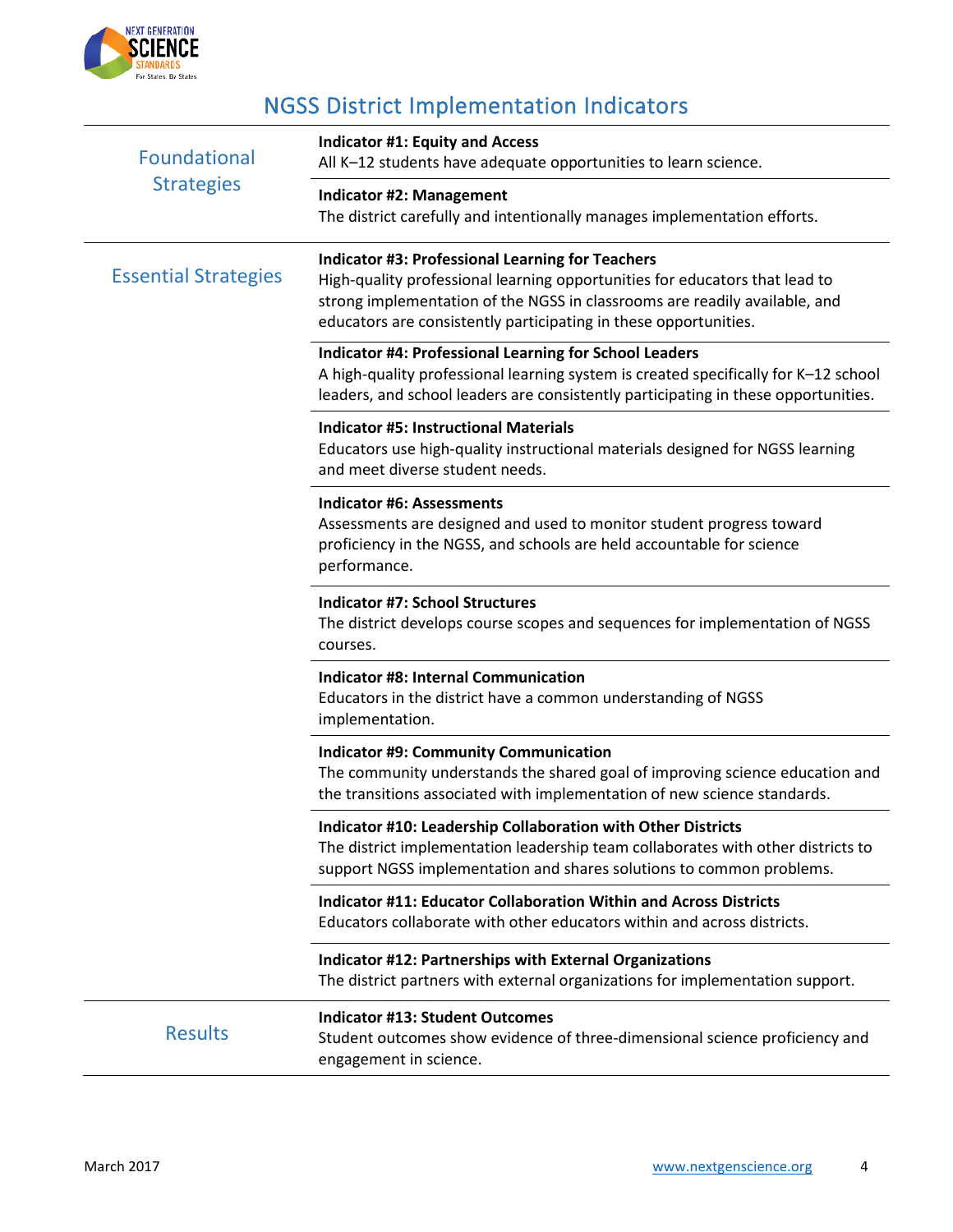# NGSS District Implementation Indicators

| Category | Indicator |
| --- | --- |
| Foundational Strategies | **Indicator #1: Equity and Access**<br>All K–12 students have adequate opportunities to learn science. |
| | **Indicator #2: Management**<br>The district carefully and intentionally manages implementation efforts. |
| Essential Strategies | **Indicator #3: Professional Learning for Teachers**<br>High-quality professional learning opportunities for educators that lead to strong implementation of the NGSS in classrooms are readily available, and educators are consistently participating in these opportunities. |
| | **Indicator #4: Professional Learning for School Leaders**<br>A high-quality professional learning system is created specifically for K–12 school leaders, and school leaders are consistently participating in these opportunities. |
| | **Indicator #5: Instructional Materials**<br>Educators use high-quality instructional materials designed for NGSS learning and meet diverse student needs. |
| | **Indicator #6: Assessments**<br>Assessments are designed and used to monitor student progress toward proficiency in the NGSS, and schools are held accountable for science performance. |
| | **Indicator #7: School Structures**<br>The district develops course scopes and sequences for implementation of NGSS courses. |
| | **Indicator #8: Internal Communication**<br>Educators in the district have a common understanding of NGSS implementation. |
| | **Indicator #9: Community Communication**<br>The community understands the shared goal of improving science education and the transitions associated with implementation of new science standards. |
| | **Indicator #10: Leadership Collaboration with Other Districts**<br>The district implementation leadership team collaborates with other districts to support NGSS implementation and shares solutions to common problems. |
| | **Indicator #11: Educator Collaboration Within and Across Districts**<br>Educators collaborate with other educators within and across districts. |
| | **Indicator #12: Partnerships with External Organizations**<br>The district partners with external organizations for implementation support. |
| Results | **Indicator #13: Student Outcomes**<br>Student outcomes show evidence of three-dimensional science proficiency and engagement in science. |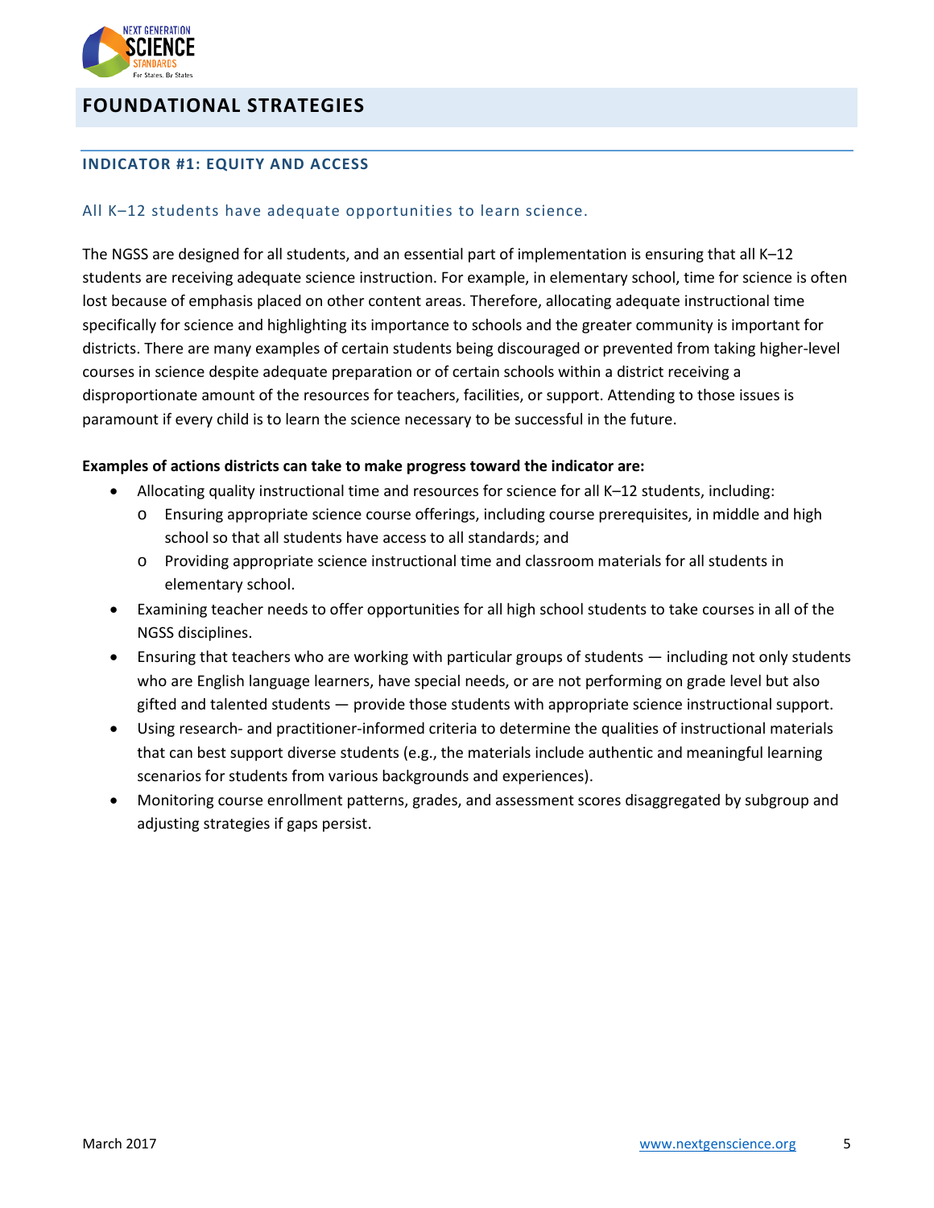## FOUNDATIONAL STRATEGIES

### INDICATOR #1: EQUITY AND ACCESS

All K–12 students have adequate opportunities to learn science.

The NGSS are designed for all students, and an essential part of implementation is ensuring that all K–12 students are receiving adequate science instruction. For example, in elementary school, time for science is often lost because of emphasis placed on other content areas. Therefore, allocating adequate instructional time specifically for science and highlighting its importance to schools and the greater community is important for districts. There are many examples of certain students being discouraged or prevented from taking higher-level courses in science despite adequate preparation or of certain schools within a district receiving a disproportionate amount of the resources for teachers, facilities, or support. Attending to those issues is paramount if every child is to learn the science necessary to be successful in the future.

**Examples of actions districts can take to make progress toward the indicator are:**

- Allocating quality instructional time and resources for science for all K–12 students, including:
  - Ensuring appropriate science course offerings, including course prerequisites, in middle and high school so that all students have access to all standards; and
  - Providing appropriate science instructional time and classroom materials for all students in elementary school.
- Examining teacher needs to offer opportunities for all high school students to take courses in all of the NGSS disciplines.
- Ensuring that teachers who are working with particular groups of students — including not only students who are English language learners, have special needs, or are not performing on grade level but also gifted and talented students — provide those students with appropriate science instructional support.
- Using research- and practitioner-informed criteria to determine the qualities of instructional materials that can best support diverse students (e.g., the materials include authentic and meaningful learning scenarios for students from various backgrounds and experiences).
- Monitoring course enrollment patterns, grades, and assessment scores disaggregated by subgroup and adjusting strategies if gaps persist.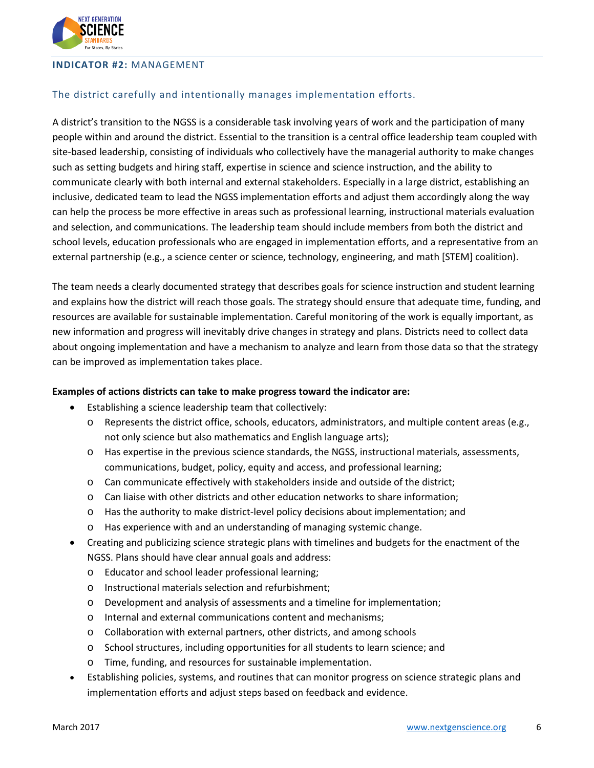## **INDICATOR #2:** MANAGEMENT

### The district carefully and intentionally manages implementation efforts.

A district's transition to the NGSS is a considerable task involving years of work and the participation of many people within and around the district. Essential to the transition is a central office leadership team coupled with site-based leadership, consisting of individuals who collectively have the managerial authority to make changes such as setting budgets and hiring staff, expertise in science and science instruction, and the ability to communicate clearly with both internal and external stakeholders. Especially in a large district, establishing an inclusive, dedicated team to lead the NGSS implementation efforts and adjust them accordingly along the way can help the process be more effective in areas such as professional learning, instructional materials evaluation and selection, and communications. The leadership team should include members from both the district and school levels, education professionals who are engaged in implementation efforts, and a representative from an external partnership (e.g., a science center or science, technology, engineering, and math [STEM] coalition).

The team needs a clearly documented strategy that describes goals for science instruction and student learning and explains how the district will reach those goals. The strategy should ensure that adequate time, funding, and resources are available for sustainable implementation. Careful monitoring of the work is equally important, as new information and progress will inevitably drive changes in strategy and plans. Districts need to collect data about ongoing implementation and have a mechanism to analyze and learn from those data so that the strategy can be improved as implementation takes place.

**Examples of actions districts can take to make progress toward the indicator are:**

- Establishing a science leadership team that collectively:
  - Represents the district office, schools, educators, administrators, and multiple content areas (e.g., not only science but also mathematics and English language arts);
  - Has expertise in the previous science standards, the NGSS, instructional materials, assessments, communications, budget, policy, equity and access, and professional learning;
  - Can communicate effectively with stakeholders inside and outside of the district;
  - Can liaise with other districts and other education networks to share information;
  - Has the authority to make district-level policy decisions about implementation; and
  - Has experience with and an understanding of managing systemic change.
- Creating and publicizing science strategic plans with timelines and budgets for the enactment of the NGSS. Plans should have clear annual goals and address:
  - Educator and school leader professional learning;
  - Instructional materials selection and refurbishment;
  - Development and analysis of assessments and a timeline for implementation;
  - Internal and external communications content and mechanisms;
  - Collaboration with external partners, other districts, and among schools
  - School structures, including opportunities for all students to learn science; and
  - Time, funding, and resources for sustainable implementation.
- Establishing policies, systems, and routines that can monitor progress on science strategic plans and implementation efforts and adjust steps based on feedback and evidence.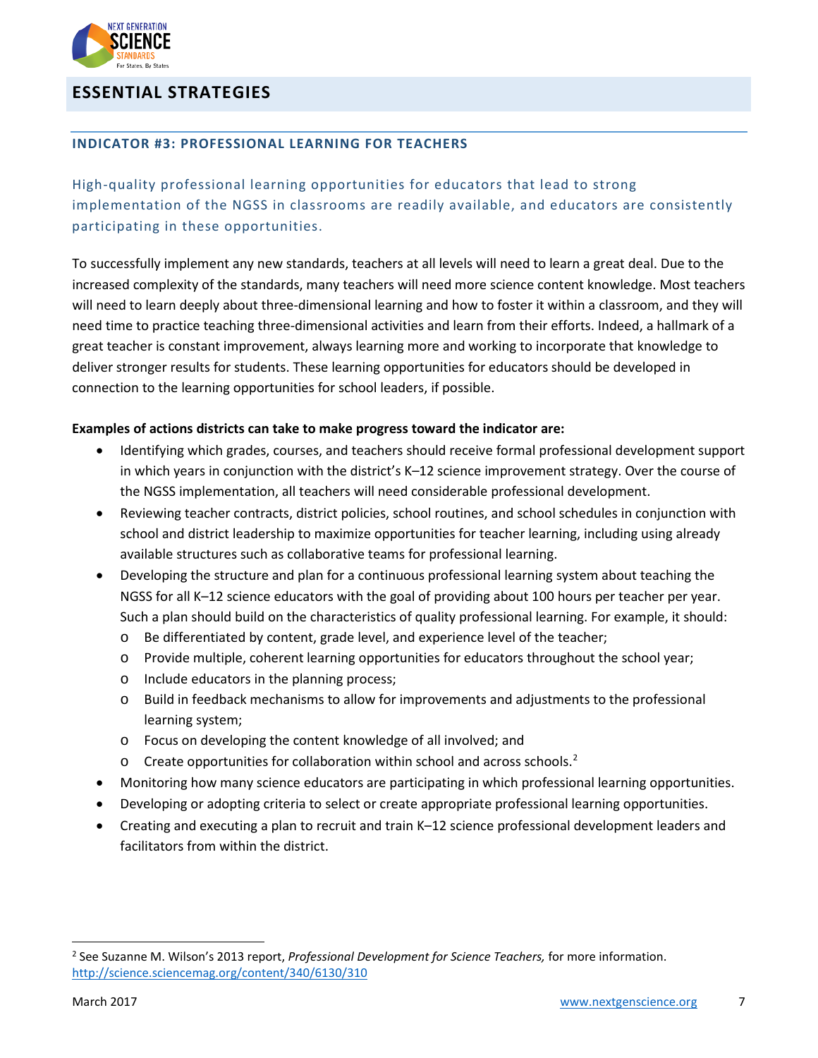## ESSENTIAL STRATEGIES

### INDICATOR #3: PROFESSIONAL LEARNING FOR TEACHERS

High-quality professional learning opportunities for educators that lead to strong implementation of the NGSS in classrooms are readily available, and educators are consistently participating in these opportunities.

To successfully implement any new standards, teachers at all levels will need to learn a great deal. Due to the increased complexity of the standards, many teachers will need more science content knowledge. Most teachers will need to learn deeply about three-dimensional learning and how to foster it within a classroom, and they will need time to practice teaching three-dimensional activities and learn from their efforts. Indeed, a hallmark of a great teacher is constant improvement, always learning more and working to incorporate that knowledge to deliver stronger results for students. These learning opportunities for educators should be developed in connection to the learning opportunities for school leaders, if possible.

**Examples of actions districts can take to make progress toward the indicator are:**

- Identifying which grades, courses, and teachers should receive formal professional development support in which years in conjunction with the district's K–12 science improvement strategy. Over the course of the NGSS implementation, all teachers will need considerable professional development.
- Reviewing teacher contracts, district policies, school routines, and school schedules in conjunction with school and district leadership to maximize opportunities for teacher learning, including using already available structures such as collaborative teams for professional learning.
- Developing the structure and plan for a continuous professional learning system about teaching the NGSS for all K–12 science educators with the goal of providing about 100 hours per teacher per year. Such a plan should build on the characteristics of quality professional learning. For example, it should:
  - Be differentiated by content, grade level, and experience level of the teacher;
  - Provide multiple, coherent learning opportunities for educators throughout the school year;
  - Include educators in the planning process;
  - Build in feedback mechanisms to allow for improvements and adjustments to the professional learning system;
  - Focus on developing the content knowledge of all involved; and
  - Create opportunities for collaboration within school and across schools.[2]
- Monitoring how many science educators are participating in which professional learning opportunities.
- Developing or adopting criteria to select or create appropriate professional learning opportunities.
- Creating and executing a plan to recruit and train K–12 science professional development leaders and facilitators from within the district.

[2] See Suzanne M. Wilson's 2013 report, *Professional Development for Science Teachers,* for more information. http://science.sciencemag.org/content/340/6130/310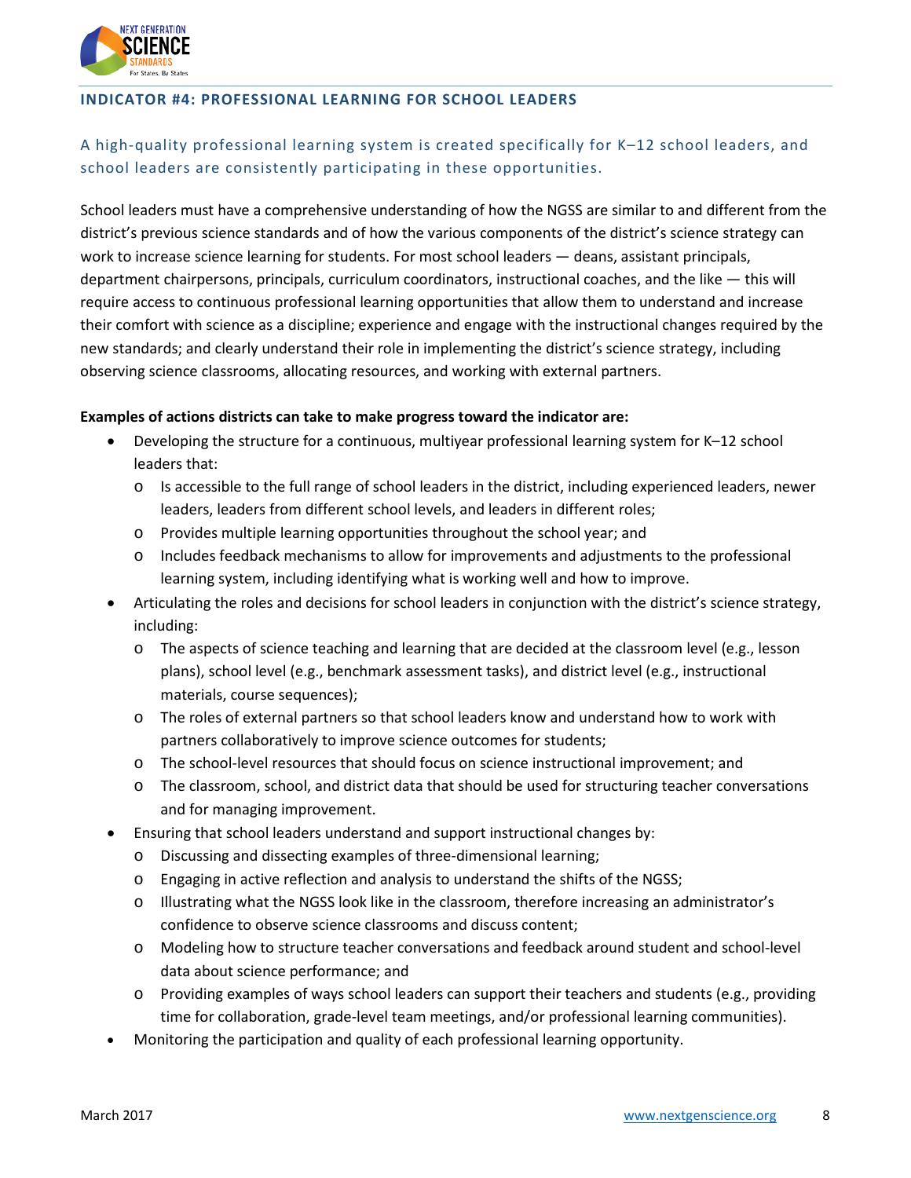## INDICATOR #4: PROFESSIONAL LEARNING FOR SCHOOL LEADERS

### A high-quality professional learning system is created specifically for K–12 school leaders, and school leaders are consistently participating in these opportunities.

School leaders must have a comprehensive understanding of how the NGSS are similar to and different from the district's previous science standards and of how the various components of the district's science strategy can work to increase science learning for students. For most school leaders — deans, assistant principals, department chairpersons, principals, curriculum coordinators, instructional coaches, and the like — this will require access to continuous professional learning opportunities that allow them to understand and increase their comfort with science as a discipline; experience and engage with the instructional changes required by the new standards; and clearly understand their role in implementing the district's science strategy, including observing science classrooms, allocating resources, and working with external partners.

**Examples of actions districts can take to make progress toward the indicator are:**

- Developing the structure for a continuous, multiyear professional learning system for K–12 school leaders that:
  - Is accessible to the full range of school leaders in the district, including experienced leaders, newer leaders, leaders from different school levels, and leaders in different roles;
  - Provides multiple learning opportunities throughout the school year; and
  - Includes feedback mechanisms to allow for improvements and adjustments to the professional learning system, including identifying what is working well and how to improve.
- Articulating the roles and decisions for school leaders in conjunction with the district's science strategy, including:
  - The aspects of science teaching and learning that are decided at the classroom level (e.g., lesson plans), school level (e.g., benchmark assessment tasks), and district level (e.g., instructional materials, course sequences);
  - The roles of external partners so that school leaders know and understand how to work with partners collaboratively to improve science outcomes for students;
  - The school-level resources that should focus on science instructional improvement; and
  - The classroom, school, and district data that should be used for structuring teacher conversations and for managing improvement.
- Ensuring that school leaders understand and support instructional changes by:
  - Discussing and dissecting examples of three-dimensional learning;
  - Engaging in active reflection and analysis to understand the shifts of the NGSS;
  - Illustrating what the NGSS look like in the classroom, therefore increasing an administrator's confidence to observe science classrooms and discuss content;
  - Modeling how to structure teacher conversations and feedback around student and school-level data about science performance; and
  - Providing examples of ways school leaders can support their teachers and students (e.g., providing time for collaboration, grade-level team meetings, and/or professional learning communities).
- Monitoring the participation and quality of each professional learning opportunity.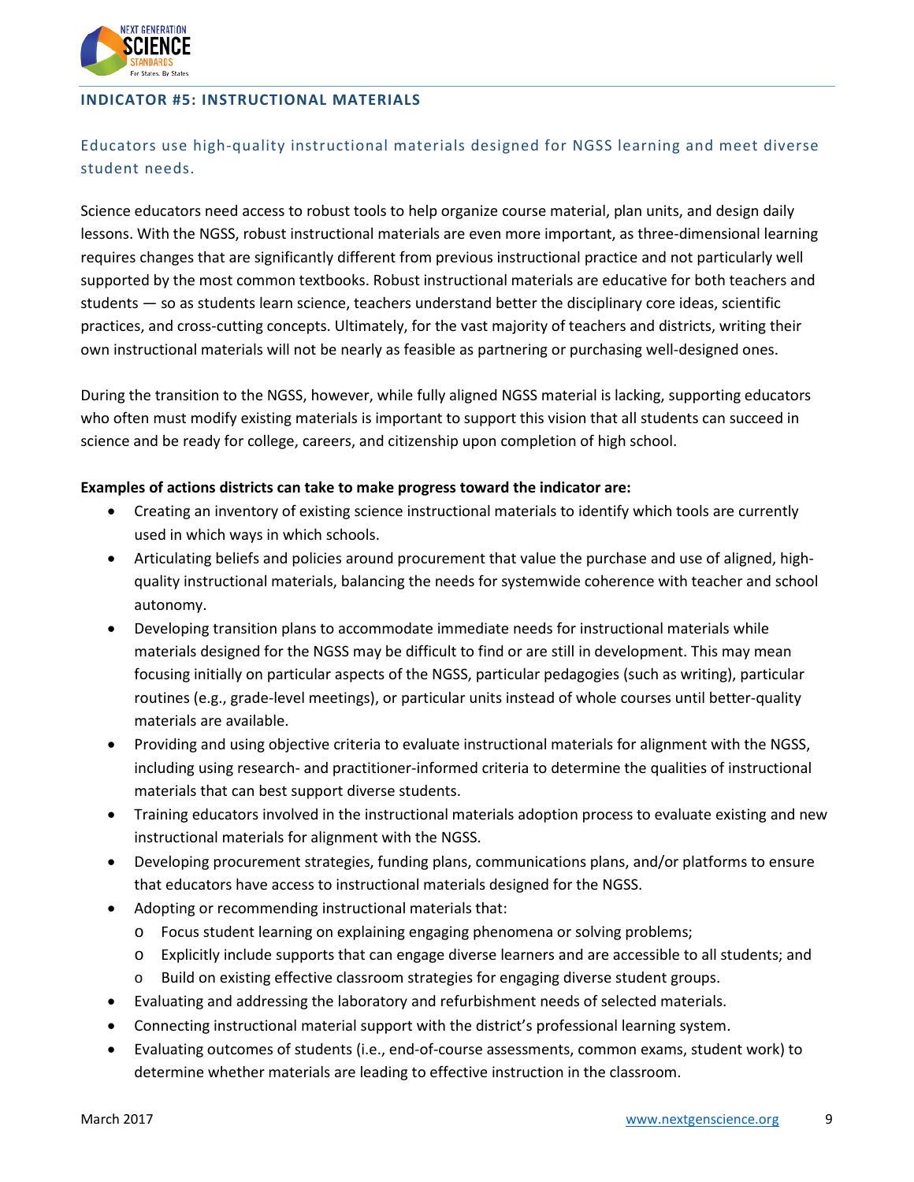## INDICATOR #5: INSTRUCTIONAL MATERIALS

### Educators use high-quality instructional materials designed for NGSS learning and meet diverse student needs.

Science educators need access to robust tools to help organize course material, plan units, and design daily lessons. With the NGSS, robust instructional materials are even more important, as three-dimensional learning requires changes that are significantly different from previous instructional practice and not particularly well supported by the most common textbooks. Robust instructional materials are educative for both teachers and students — so as students learn science, teachers understand better the disciplinary core ideas, scientific practices, and cross-cutting concepts. Ultimately, for the vast majority of teachers and districts, writing their own instructional materials will not be nearly as feasible as partnering or purchasing well-designed ones.

During the transition to the NGSS, however, while fully aligned NGSS material is lacking, supporting educators who often must modify existing materials is important to support this vision that all students can succeed in science and be ready for college, careers, and citizenship upon completion of high school.

**Examples of actions districts can take to make progress toward the indicator are:**

- Creating an inventory of existing science instructional materials to identify which tools are currently used in which ways in which schools.
- Articulating beliefs and policies around procurement that value the purchase and use of aligned, high-quality instructional materials, balancing the needs for systemwide coherence with teacher and school autonomy.
- Developing transition plans to accommodate immediate needs for instructional materials while materials designed for the NGSS may be difficult to find or are still in development. This may mean focusing initially on particular aspects of the NGSS, particular pedagogies (such as writing), particular routines (e.g., grade-level meetings), or particular units instead of whole courses until better-quality materials are available.
- Providing and using objective criteria to evaluate instructional materials for alignment with the NGSS, including using research- and practitioner-informed criteria to determine the qualities of instructional materials that can best support diverse students.
- Training educators involved in the instructional materials adoption process to evaluate existing and new instructional materials for alignment with the NGSS.
- Developing procurement strategies, funding plans, communications plans, and/or platforms to ensure that educators have access to instructional materials designed for the NGSS.
- Adopting or recommending instructional materials that:
  - Focus student learning on explaining engaging phenomena or solving problems;
  - Explicitly include supports that can engage diverse learners and are accessible to all students; and
  - Build on existing effective classroom strategies for engaging diverse student groups.
- Evaluating and addressing the laboratory and refurbishment needs of selected materials.
- Connecting instructional material support with the district's professional learning system.
- Evaluating outcomes of students (i.e., end-of-course assessments, common exams, student work) to determine whether materials are leading to effective instruction in the classroom.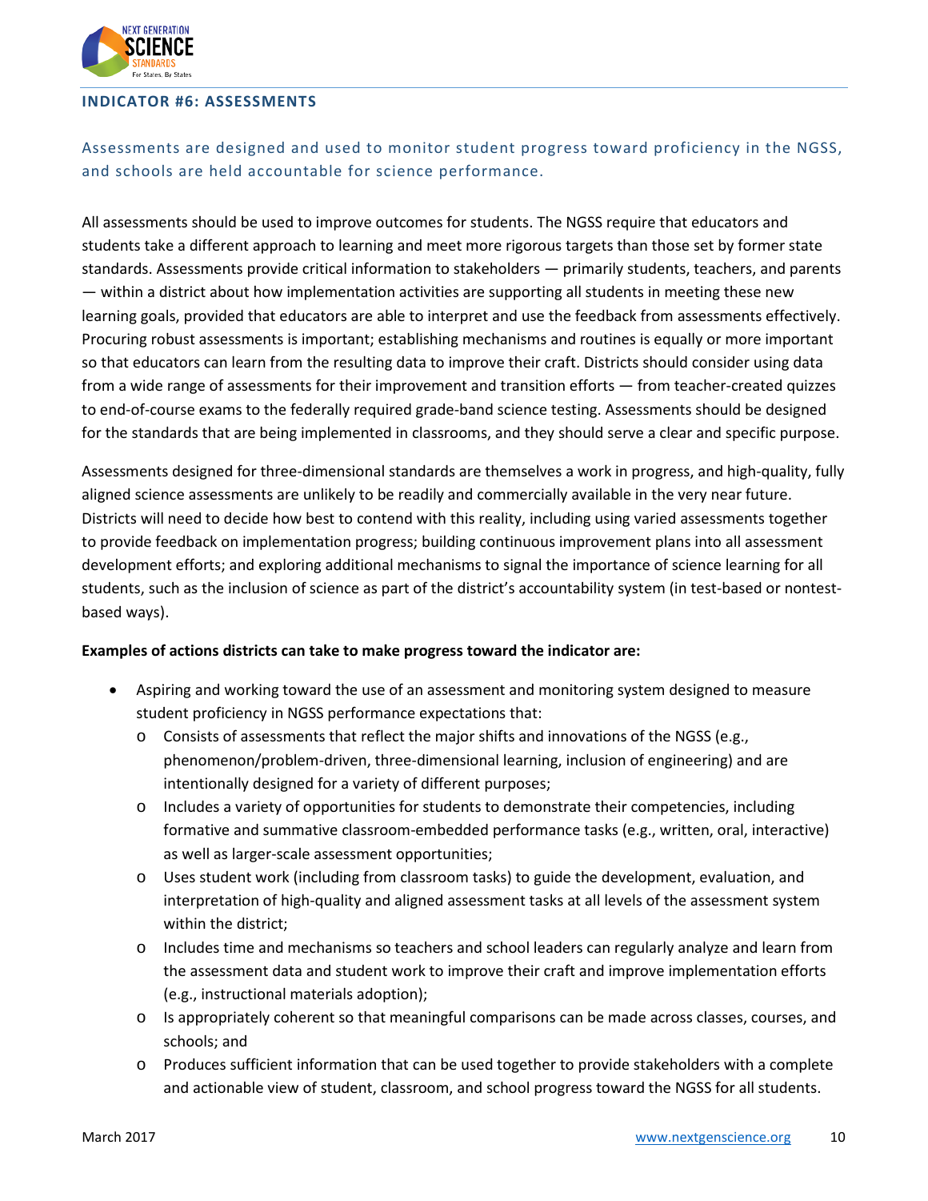## INDICATOR #6: ASSESSMENTS

### Assessments are designed and used to monitor student progress toward proficiency in the NGSS, and schools are held accountable for science performance.

All assessments should be used to improve outcomes for students. The NGSS require that educators and students take a different approach to learning and meet more rigorous targets than those set by former state standards. Assessments provide critical information to stakeholders — primarily students, teachers, and parents — within a district about how implementation activities are supporting all students in meeting these new learning goals, provided that educators are able to interpret and use the feedback from assessments effectively. Procuring robust assessments is important; establishing mechanisms and routines is equally or more important so that educators can learn from the resulting data to improve their craft. Districts should consider using data from a wide range of assessments for their improvement and transition efforts — from teacher-created quizzes to end-of-course exams to the federally required grade-band science testing. Assessments should be designed for the standards that are being implemented in classrooms, and they should serve a clear and specific purpose.

Assessments designed for three-dimensional standards are themselves a work in progress, and high-quality, fully aligned science assessments are unlikely to be readily and commercially available in the very near future. Districts will need to decide how best to contend with this reality, including using varied assessments together to provide feedback on implementation progress; building continuous improvement plans into all assessment development efforts; and exploring additional mechanisms to signal the importance of science learning for all students, such as the inclusion of science as part of the district's accountability system (in test-based or nontest-based ways).

**Examples of actions districts can take to make progress toward the indicator are:**

- Aspiring and working toward the use of an assessment and monitoring system designed to measure student proficiency in NGSS performance expectations that:
  - Consists of assessments that reflect the major shifts and innovations of the NGSS (e.g., phenomenon/problem-driven, three-dimensional learning, inclusion of engineering) and are intentionally designed for a variety of different purposes;
  - Includes a variety of opportunities for students to demonstrate their competencies, including formative and summative classroom-embedded performance tasks (e.g., written, oral, interactive) as well as larger-scale assessment opportunities;
  - Uses student work (including from classroom tasks) to guide the development, evaluation, and interpretation of high-quality and aligned assessment tasks at all levels of the assessment system within the district;
  - Includes time and mechanisms so teachers and school leaders can regularly analyze and learn from the assessment data and student work to improve their craft and improve implementation efforts (e.g., instructional materials adoption);
  - Is appropriately coherent so that meaningful comparisons can be made across classes, courses, and schools; and
  - Produces sufficient information that can be used together to provide stakeholders with a complete and actionable view of student, classroom, and school progress toward the NGSS for all students.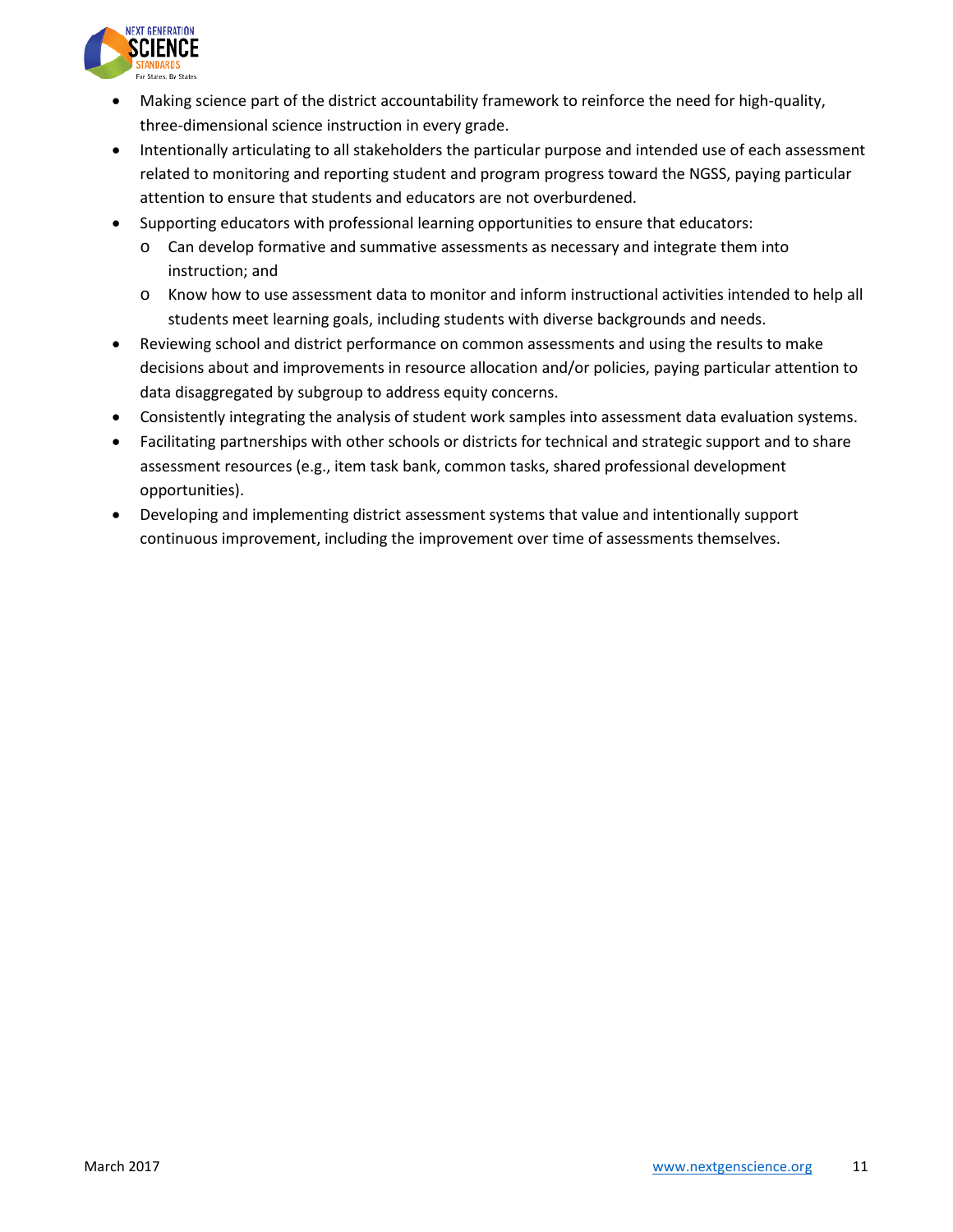- Making science part of the district accountability framework to reinforce the need for high-quality, three-dimensional science instruction in every grade.
- Intentionally articulating to all stakeholders the particular purpose and intended use of each assessment related to monitoring and reporting student and program progress toward the NGSS, paying particular attention to ensure that students and educators are not overburdened.
- Supporting educators with professional learning opportunities to ensure that educators:
  - Can develop formative and summative assessments as necessary and integrate them into instruction; and
  - Know how to use assessment data to monitor and inform instructional activities intended to help all students meet learning goals, including students with diverse backgrounds and needs.
- Reviewing school and district performance on common assessments and using the results to make decisions about and improvements in resource allocation and/or policies, paying particular attention to data disaggregated by subgroup to address equity concerns.
- Consistently integrating the analysis of student work samples into assessment data evaluation systems.
- Facilitating partnerships with other schools or districts for technical and strategic support and to share assessment resources (e.g., item task bank, common tasks, shared professional development opportunities).
- Developing and implementing district assessment systems that value and intentionally support continuous improvement, including the improvement over time of assessments themselves.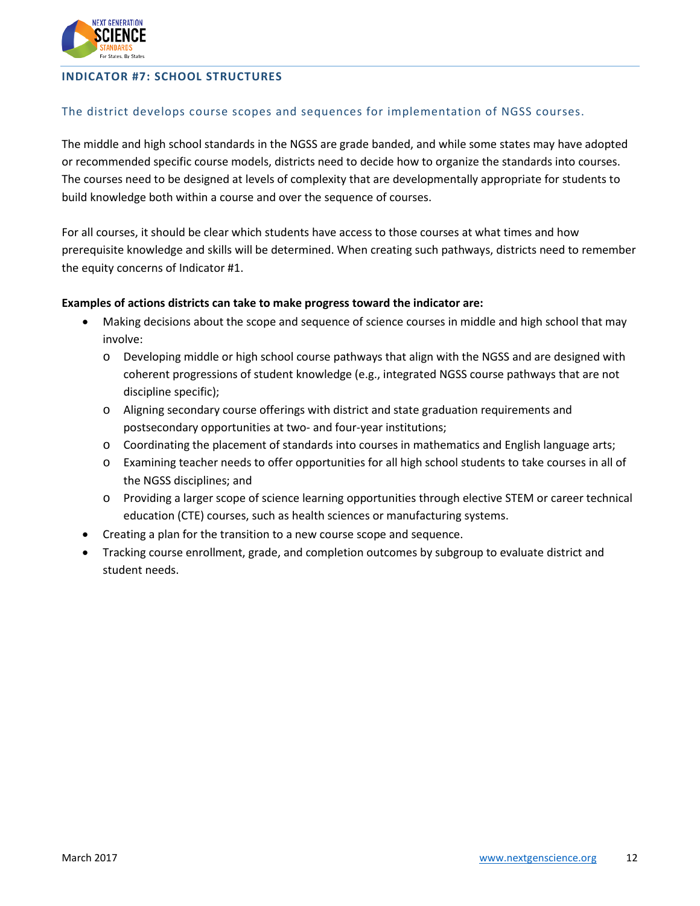## INDICATOR #7: SCHOOL STRUCTURES

### The district develops course scopes and sequences for implementation of NGSS courses.

The middle and high school standards in the NGSS are grade banded, and while some states may have adopted or recommended specific course models, districts need to decide how to organize the standards into courses. The courses need to be designed at levels of complexity that are developmentally appropriate for students to build knowledge both within a course and over the sequence of courses.

For all courses, it should be clear which students have access to those courses at what times and how prerequisite knowledge and skills will be determined. When creating such pathways, districts need to remember the equity concerns of Indicator #1.

**Examples of actions districts can take to make progress toward the indicator are:**

- Making decisions about the scope and sequence of science courses in middle and high school that may involve:
  - Developing middle or high school course pathways that align with the NGSS and are designed with coherent progressions of student knowledge (e.g., integrated NGSS course pathways that are not discipline specific);
  - Aligning secondary course offerings with district and state graduation requirements and postsecondary opportunities at two- and four-year institutions;
  - Coordinating the placement of standards into courses in mathematics and English language arts;
  - Examining teacher needs to offer opportunities for all high school students to take courses in all of the NGSS disciplines; and
  - Providing a larger scope of science learning opportunities through elective STEM or career technical education (CTE) courses, such as health sciences or manufacturing systems.
- Creating a plan for the transition to a new course scope and sequence.
- Tracking course enrollment, grade, and completion outcomes by subgroup to evaluate district and student needs.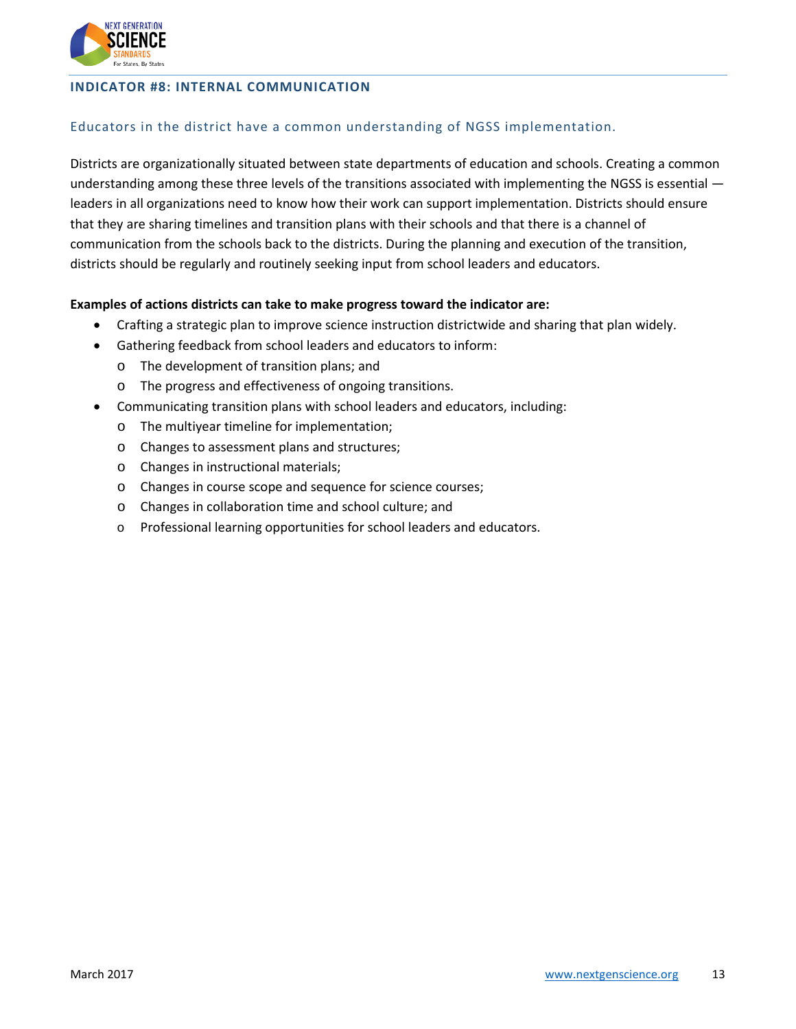## INDICATOR #8: INTERNAL COMMUNICATION

### Educators in the district have a common understanding of NGSS implementation.

Districts are organizationally situated between state departments of education and schools. Creating a common understanding among these three levels of the transitions associated with implementing the NGSS is essential — leaders in all organizations need to know how their work can support implementation. Districts should ensure that they are sharing timelines and transition plans with their schools and that there is a channel of communication from the schools back to the districts. During the planning and execution of the transition, districts should be regularly and routinely seeking input from school leaders and educators.

**Examples of actions districts can take to make progress toward the indicator are:**

- Crafting a strategic plan to improve science instruction districtwide and sharing that plan widely.
- Gathering feedback from school leaders and educators to inform:
  - The development of transition plans; and
  - The progress and effectiveness of ongoing transitions.
- Communicating transition plans with school leaders and educators, including:
  - The multiyear timeline for implementation;
  - Changes to assessment plans and structures;
  - Changes in instructional materials;
  - Changes in course scope and sequence for science courses;
  - Changes in collaboration time and school culture; and
  - Professional learning opportunities for school leaders and educators.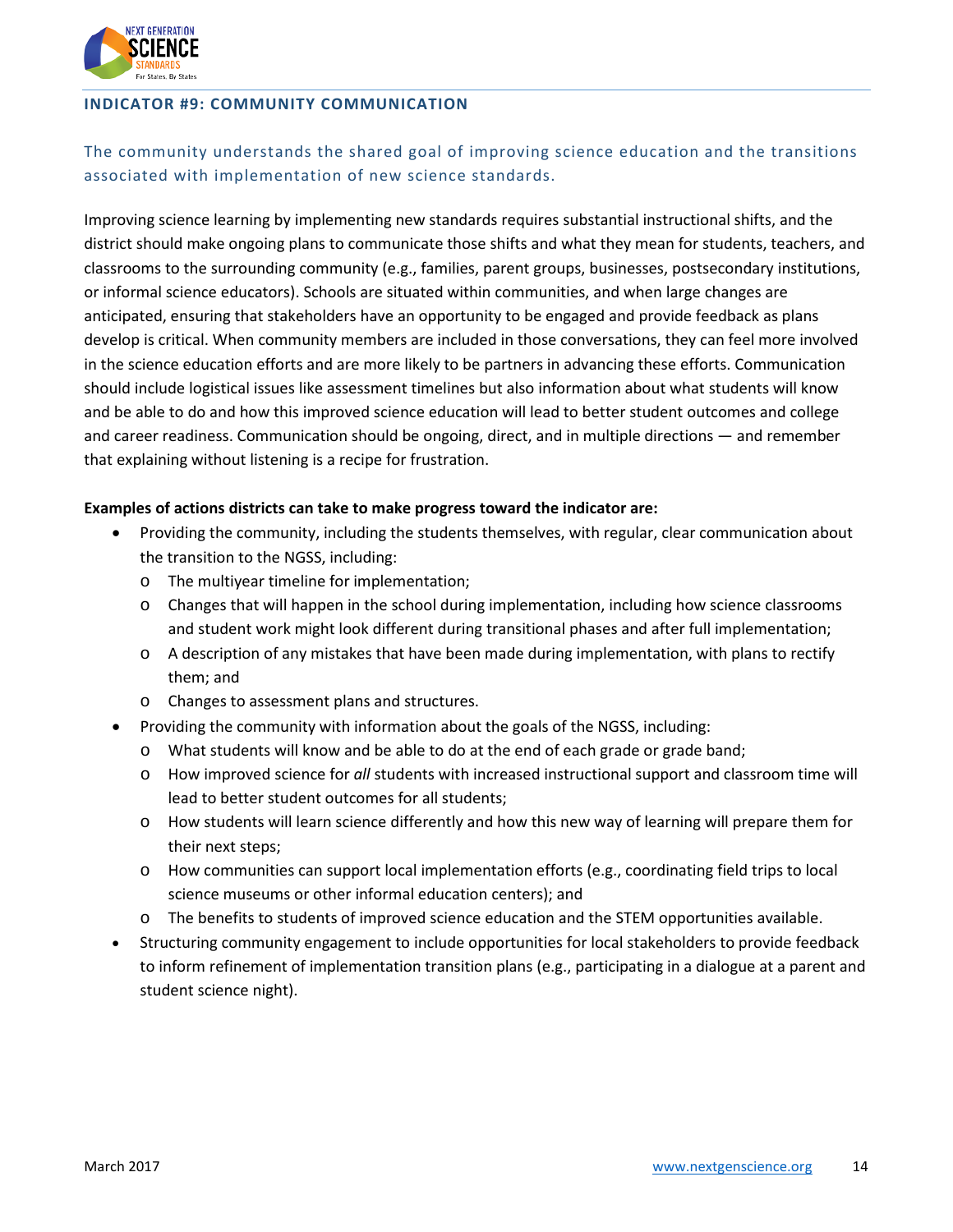## INDICATOR #9: COMMUNITY COMMUNICATION

### The community understands the shared goal of improving science education and the transitions associated with implementation of new science standards.

Improving science learning by implementing new standards requires substantial instructional shifts, and the district should make ongoing plans to communicate those shifts and what they mean for students, teachers, and classrooms to the surrounding community (e.g., families, parent groups, businesses, postsecondary institutions, or informal science educators). Schools are situated within communities, and when large changes are anticipated, ensuring that stakeholders have an opportunity to be engaged and provide feedback as plans develop is critical. When community members are included in those conversations, they can feel more involved in the science education efforts and are more likely to be partners in advancing these efforts. Communication should include logistical issues like assessment timelines but also information about what students will know and be able to do and how this improved science education will lead to better student outcomes and college and career readiness. Communication should be ongoing, direct, and in multiple directions — and remember that explaining without listening is a recipe for frustration.

**Examples of actions districts can take to make progress toward the indicator are:**

- Providing the community, including the students themselves, with regular, clear communication about the transition to the NGSS, including:
  - The multiyear timeline for implementation;
  - Changes that will happen in the school during implementation, including how science classrooms and student work might look different during transitional phases and after full implementation;
  - A description of any mistakes that have been made during implementation, with plans to rectify them; and
  - Changes to assessment plans and structures.
- Providing the community with information about the goals of the NGSS, including:
  - What students will know and be able to do at the end of each grade or grade band;
  - How improved science for *all* students with increased instructional support and classroom time will lead to better student outcomes for all students;
  - How students will learn science differently and how this new way of learning will prepare them for their next steps;
  - How communities can support local implementation efforts (e.g., coordinating field trips to local science museums or other informal education centers); and
  - The benefits to students of improved science education and the STEM opportunities available.
- Structuring community engagement to include opportunities for local stakeholders to provide feedback to inform refinement of implementation transition plans (e.g., participating in a dialogue at a parent and student science night).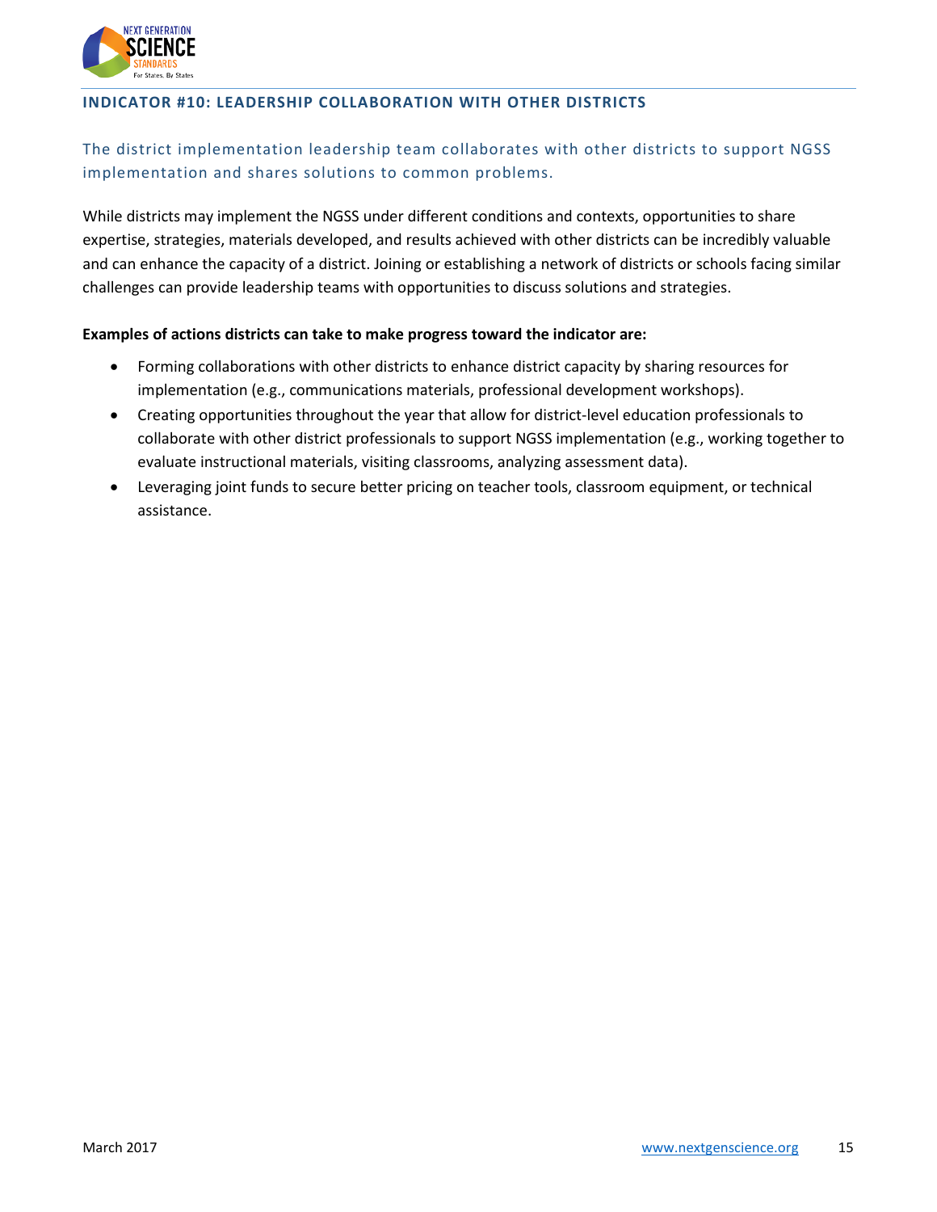## INDICATOR #10: LEADERSHIP COLLABORATION WITH OTHER DISTRICTS

### The district implementation leadership team collaborates with other districts to support NGSS implementation and shares solutions to common problems.

While districts may implement the NGSS under different conditions and contexts, opportunities to share expertise, strategies, materials developed, and results achieved with other districts can be incredibly valuable and can enhance the capacity of a district. Joining or establishing a network of districts or schools facing similar challenges can provide leadership teams with opportunities to discuss solutions and strategies.

**Examples of actions districts can take to make progress toward the indicator are:**

- Forming collaborations with other districts to enhance district capacity by sharing resources for implementation (e.g., communications materials, professional development workshops).
- Creating opportunities throughout the year that allow for district-level education professionals to collaborate with other district professionals to support NGSS implementation (e.g., working together to evaluate instructional materials, visiting classrooms, analyzing assessment data).
- Leveraging joint funds to secure better pricing on teacher tools, classroom equipment, or technical assistance.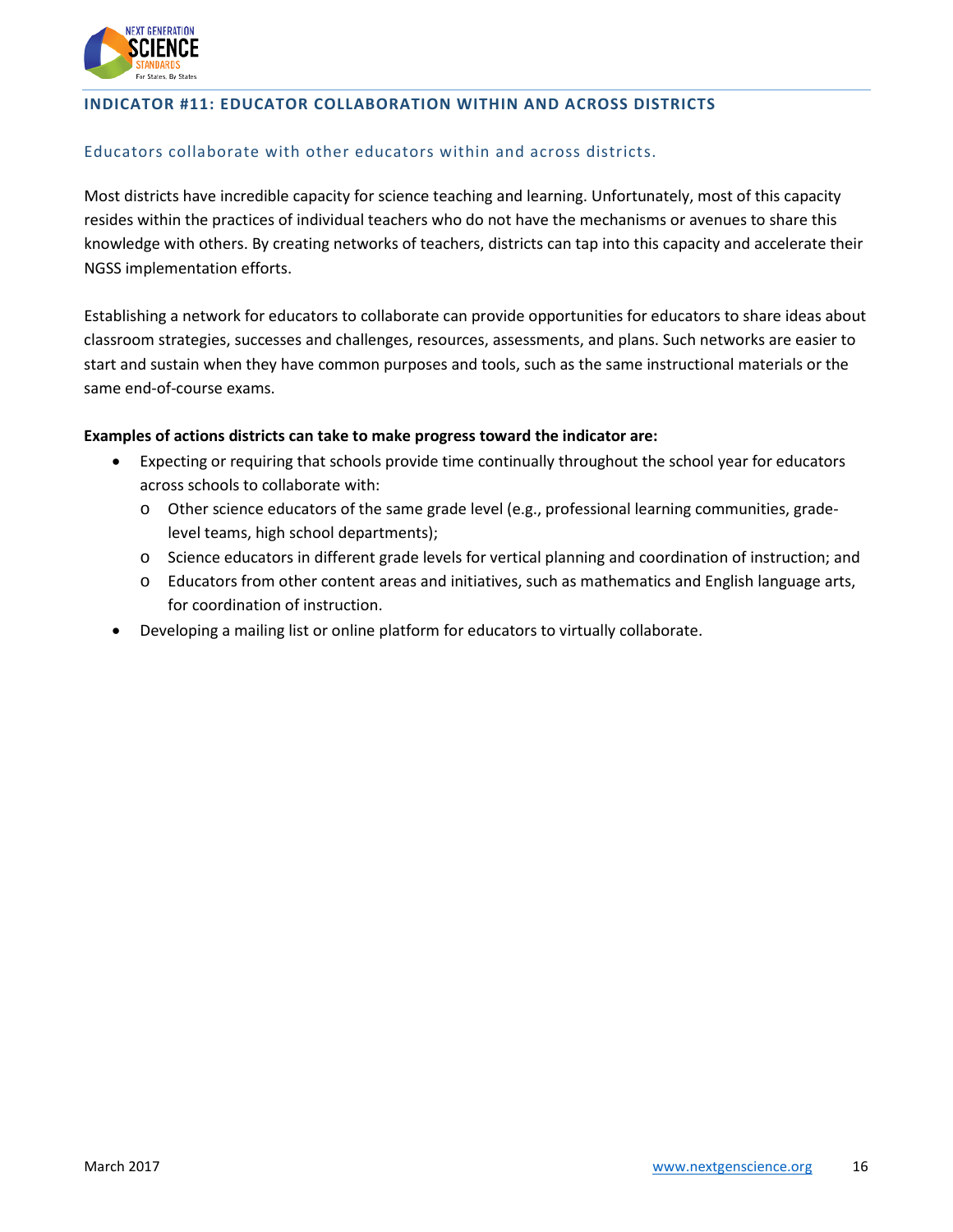## INDICATOR #11: EDUCATOR COLLABORATION WITHIN AND ACROSS DISTRICTS

### Educators collaborate with other educators within and across districts.

Most districts have incredible capacity for science teaching and learning. Unfortunately, most of this capacity resides within the practices of individual teachers who do not have the mechanisms or avenues to share this knowledge with others. By creating networks of teachers, districts can tap into this capacity and accelerate their NGSS implementation efforts.

Establishing a network for educators to collaborate can provide opportunities for educators to share ideas about classroom strategies, successes and challenges, resources, assessments, and plans. Such networks are easier to start and sustain when they have common purposes and tools, such as the same instructional materials or the same end-of-course exams.

**Examples of actions districts can take to make progress toward the indicator are:**

- Expecting or requiring that schools provide time continually throughout the school year for educators across schools to collaborate with:
  - Other science educators of the same grade level (e.g., professional learning communities, grade-level teams, high school departments);
  - Science educators in different grade levels for vertical planning and coordination of instruction; and
  - Educators from other content areas and initiatives, such as mathematics and English language arts, for coordination of instruction.
- Developing a mailing list or online platform for educators to virtually collaborate.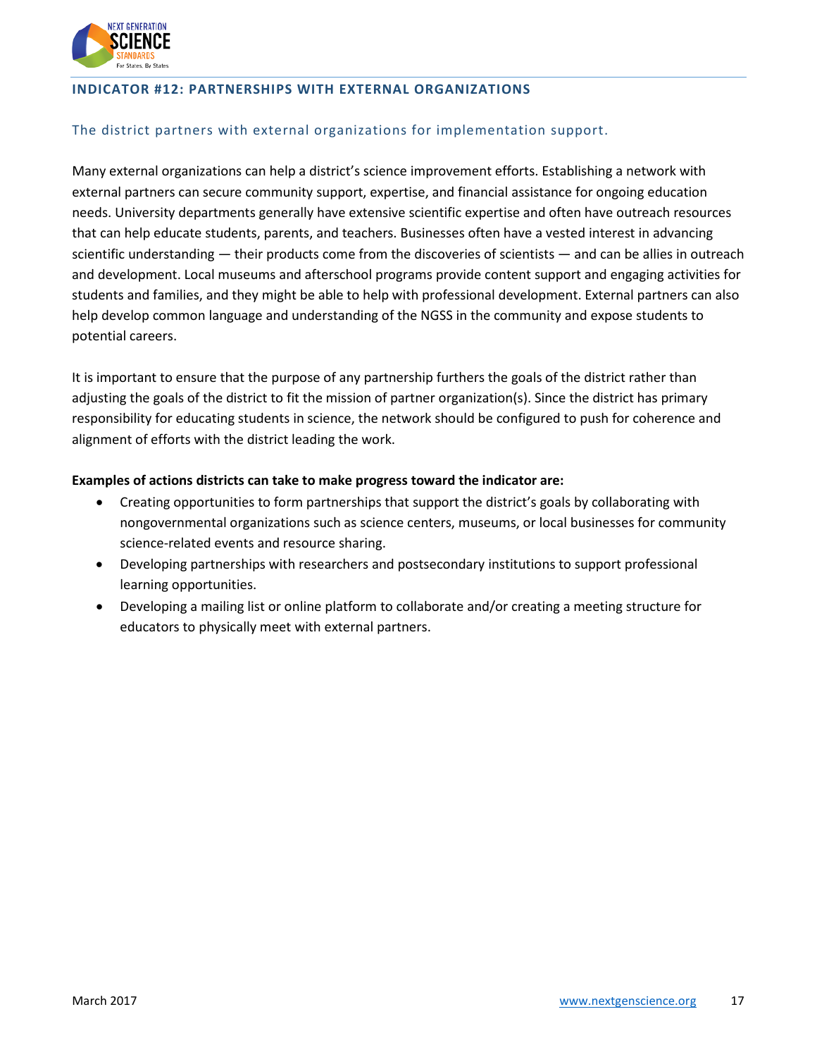## INDICATOR #12: PARTNERSHIPS WITH EXTERNAL ORGANIZATIONS

### The district partners with external organizations for implementation support.

Many external organizations can help a district's science improvement efforts. Establishing a network with external partners can secure community support, expertise, and financial assistance for ongoing education needs. University departments generally have extensive scientific expertise and often have outreach resources that can help educate students, parents, and teachers. Businesses often have a vested interest in advancing scientific understanding — their products come from the discoveries of scientists — and can be allies in outreach and development. Local museums and afterschool programs provide content support and engaging activities for students and families, and they might be able to help with professional development. External partners can also help develop common language and understanding of the NGSS in the community and expose students to potential careers.

It is important to ensure that the purpose of any partnership furthers the goals of the district rather than adjusting the goals of the district to fit the mission of partner organization(s). Since the district has primary responsibility for educating students in science, the network should be configured to push for coherence and alignment of efforts with the district leading the work.

**Examples of actions districts can take to make progress toward the indicator are:**

- Creating opportunities to form partnerships that support the district's goals by collaborating with nongovernmental organizations such as science centers, museums, or local businesses for community science-related events and resource sharing.
- Developing partnerships with researchers and postsecondary institutions to support professional learning opportunities.
- Developing a mailing list or online platform to collaborate and/or creating a meeting structure for educators to physically meet with external partners.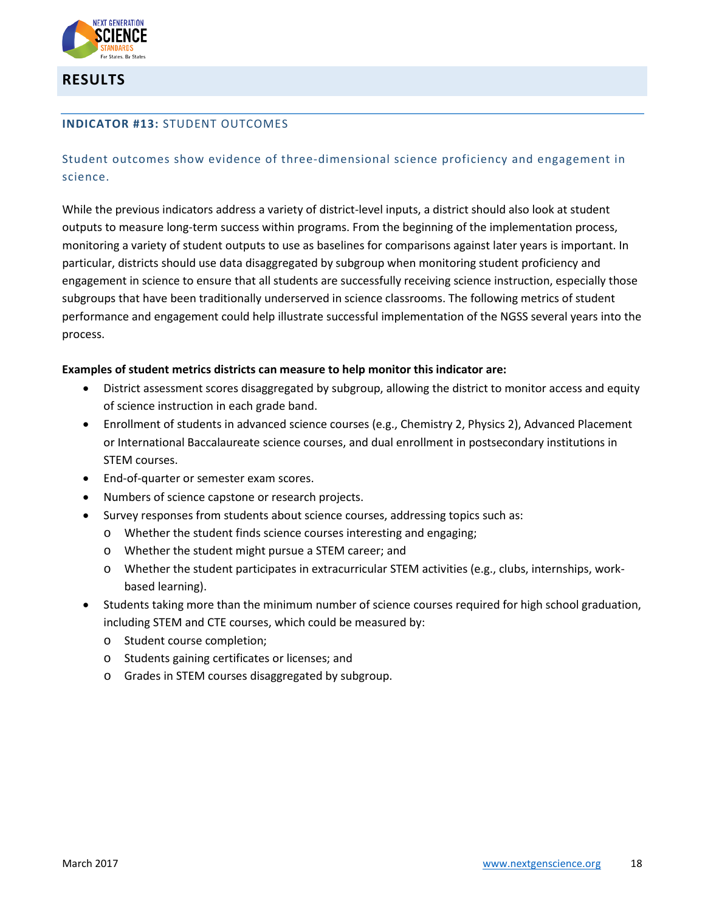## RESULTS

### INDICATOR #13: STUDENT OUTCOMES

Student outcomes show evidence of three-dimensional science proficiency and engagement in science.

While the previous indicators address a variety of district-level inputs, a district should also look at student outputs to measure long-term success within programs. From the beginning of the implementation process, monitoring a variety of student outputs to use as baselines for comparisons against later years is important. In particular, districts should use data disaggregated by subgroup when monitoring student proficiency and engagement in science to ensure that all students are successfully receiving science instruction, especially those subgroups that have been traditionally underserved in science classrooms. The following metrics of student performance and engagement could help illustrate successful implementation of the NGSS several years into the process.

**Examples of student metrics districts can measure to help monitor this indicator are:**

- District assessment scores disaggregated by subgroup, allowing the district to monitor access and equity of science instruction in each grade band.
- Enrollment of students in advanced science courses (e.g., Chemistry 2, Physics 2), Advanced Placement or International Baccalaureate science courses, and dual enrollment in postsecondary institutions in STEM courses.
- End-of-quarter or semester exam scores.
- Numbers of science capstone or research projects.
- Survey responses from students about science courses, addressing topics such as:
  - Whether the student finds science courses interesting and engaging;
  - Whether the student might pursue a STEM career; and
  - Whether the student participates in extracurricular STEM activities (e.g., clubs, internships, work-based learning).
- Students taking more than the minimum number of science courses required for high school graduation, including STEM and CTE courses, which could be measured by:
  - Student course completion;
  - Students gaining certificates or licenses; and
  - Grades in STEM courses disaggregated by subgroup.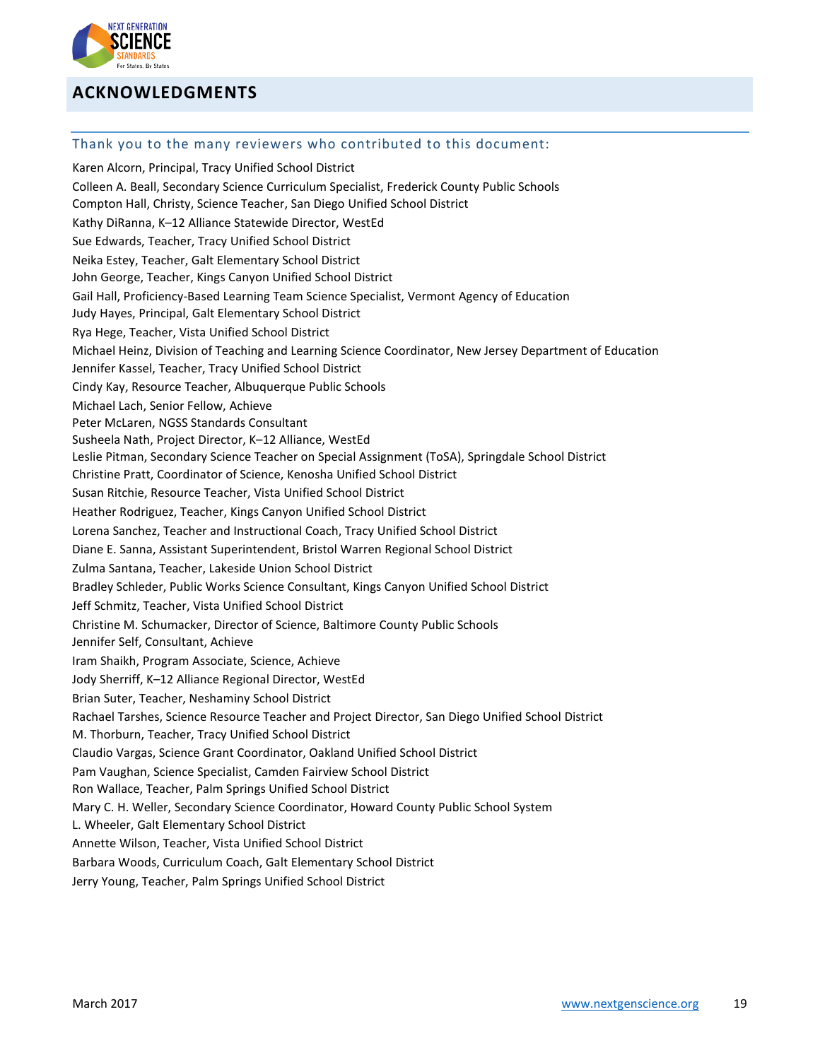## ACKNOWLEDGMENTS

Thank you to the many reviewers who contributed to this document:

Karen Alcorn, Principal, Tracy Unified School District
Colleen A. Beall, Secondary Science Curriculum Specialist, Frederick County Public Schools
Compton Hall, Christy, Science Teacher, San Diego Unified School District
Kathy DiRanna, K–12 Alliance Statewide Director, WestEd
Sue Edwards, Teacher, Tracy Unified School District
Neika Estey, Teacher, Galt Elementary School District
John George, Teacher, Kings Canyon Unified School District
Gail Hall, Proficiency-Based Learning Team Science Specialist, Vermont Agency of Education
Judy Hayes, Principal, Galt Elementary School District
Rya Hege, Teacher, Vista Unified School District
Michael Heinz, Division of Teaching and Learning Science Coordinator, New Jersey Department of Education
Jennifer Kassel, Teacher, Tracy Unified School District
Cindy Kay, Resource Teacher, Albuquerque Public Schools
Michael Lach, Senior Fellow, Achieve
Peter McLaren, NGSS Standards Consultant
Susheela Nath, Project Director, K–12 Alliance, WestEd
Leslie Pitman, Secondary Science Teacher on Special Assignment (ToSA), Springdale School District
Christine Pratt, Coordinator of Science, Kenosha Unified School District
Susan Ritchie, Resource Teacher, Vista Unified School District
Heather Rodriguez, Teacher, Kings Canyon Unified School District
Lorena Sanchez, Teacher and Instructional Coach, Tracy Unified School District
Diane E. Sanna, Assistant Superintendent, Bristol Warren Regional School District
Zulma Santana, Teacher, Lakeside Union School District
Bradley Schleder, Public Works Science Consultant, Kings Canyon Unified School District
Jeff Schmitz, Teacher, Vista Unified School District
Christine M. Schumacker, Director of Science, Baltimore County Public Schools
Jennifer Self, Consultant, Achieve
Iram Shaikh, Program Associate, Science, Achieve
Jody Sherriff, K–12 Alliance Regional Director, WestEd
Brian Suter, Teacher, Neshaminy School District
Rachael Tarshes, Science Resource Teacher and Project Director, San Diego Unified School District
M. Thorburn, Teacher, Tracy Unified School District
Claudio Vargas, Science Grant Coordinator, Oakland Unified School District
Pam Vaughan, Science Specialist, Camden Fairview School District
Ron Wallace, Teacher, Palm Springs Unified School District
Mary C. H. Weller, Secondary Science Coordinator, Howard County Public School System
L. Wheeler, Galt Elementary School District
Annette Wilson, Teacher, Vista Unified School District
Barbara Woods, Curriculum Coach, Galt Elementary School District
Jerry Young, Teacher, Palm Springs Unified School District